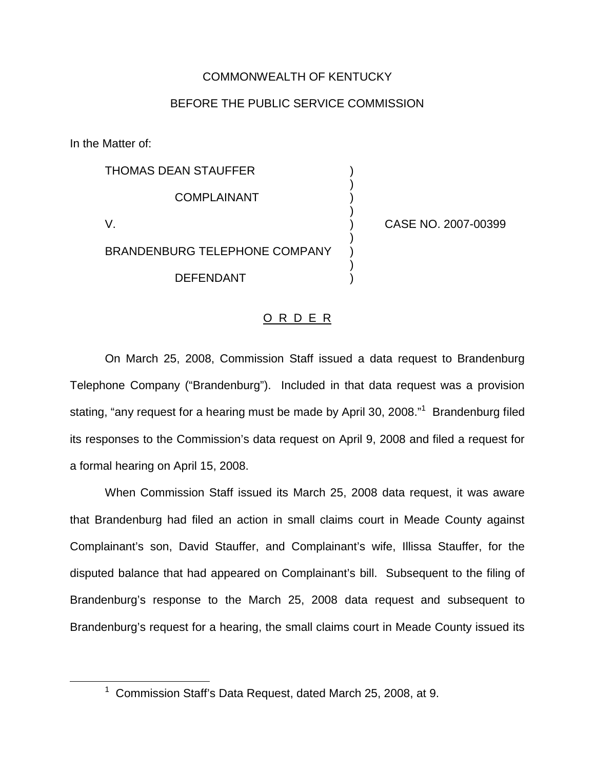COMMONWEALTH OF KENTUCKY

BEFORE THE PUBLIC SERVICE COMMISSION

In the Matter of:

| | | |
|---|---|---|
| THOMAS DEAN STAUFFER | ) | |
| COMPLAINANT | ) | |
| V. | ) | CASE NO. 2007-00399 |
| BRANDENBURG TELEPHONE COMPANY | ) | |
| DEFENDANT | ) | |

<u>O R D E R</u>

On March 25, 2008, Commission Staff issued a data request to Brandenburg Telephone Company ("Brandenburg"). Included in that data request was a provision stating, "any request for a hearing must be made by April 30, 2008."[1] Brandenburg filed its responses to the Commission's data request on April 9, 2008 and filed a request for a formal hearing on April 15, 2008.

When Commission Staff issued its March 25, 2008 data request, it was aware that Brandenburg had filed an action in small claims court in Meade County against Complainant's son, David Stauffer, and Complainant's wife, Illissa Stauffer, for the disputed balance that had appeared on Complainant's bill. Subsequent to the filing of Brandenburg's response to the March 25, 2008 data request and subsequent to Brandenburg's request for a hearing, the small claims court in Meade County issued its

[1] Commission Staff's Data Request, dated March 25, 2008, at 9.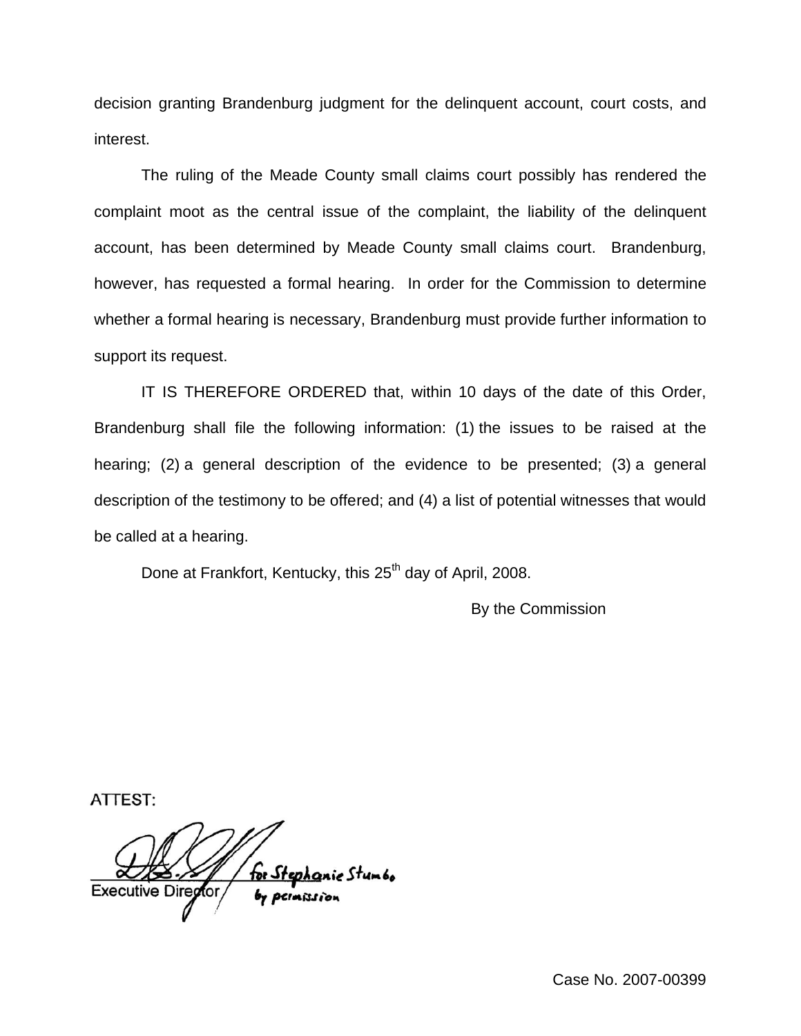decision granting Brandenburg judgment for the delinquent account, court costs, and interest.

The ruling of the Meade County small claims court possibly has rendered the complaint moot as the central issue of the complaint, the liability of the delinquent account, has been determined by Meade County small claims court. Brandenburg, however, has requested a formal hearing. In order for the Commission to determine whether a formal hearing is necessary, Brandenburg must provide further information to support its request.

IT IS THEREFORE ORDERED that, within 10 days of the date of this Order, Brandenburg shall file the following information: (1) the issues to be raised at the hearing; (2) a general description of the evidence to be presented; (3) a general description of the testimony to be offered; and (4) a list of potential witnesses that would be called at a hearing.

Done at Frankfort, Kentucky, this 25th day of April, 2008.

By the Commission

ATTEST:

for Stephanie Stumbo by permission

Executive Director

Case No. 2007-00399